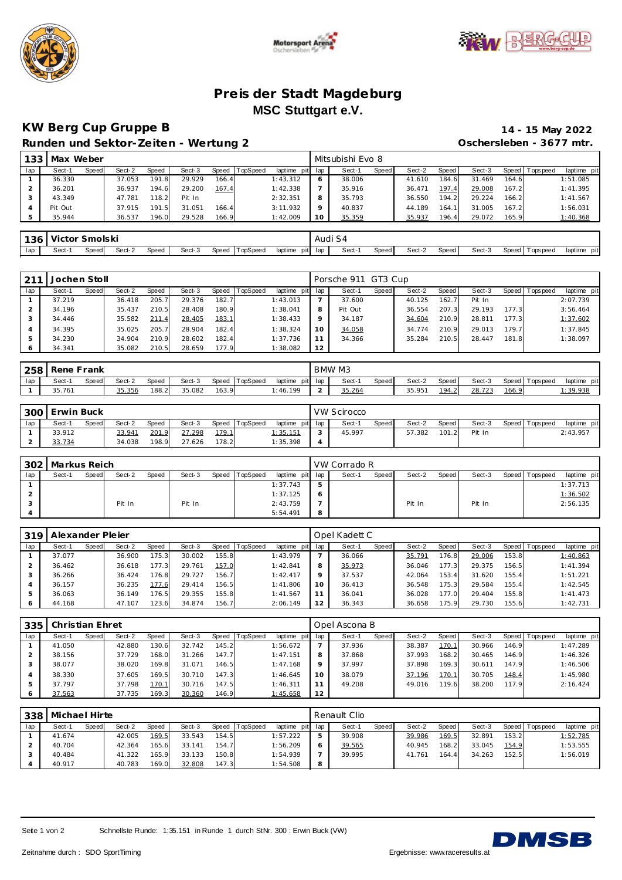# Preis der Stadt Magdeburg

## MSC Stuttgart e.V.

### KW Berg Cup Gruppe B

**14 - 15 May 2022**

### Runden und Sektor-Zeiten - Wertung 2

**Oschersleben - 3677 mtr.**

| 133 | Max Weber | | | | | | | | Mitsubishi Evo 8 | | | | | | | | |
|---|---|---|---|---|---|---|---|---|---|---|---|---|---|---|---|---|---|
| lap | Sect-1 | Speed | Sect-2 | Speed | Sect-3 | Speed | TopSpeed | laptime pit | lap | Sect-1 | Speed | Sect-2 | Speed | Sect-3 | Speed | Topspeed | laptime pit |
| 1 | 36.330 | | 37.053 | 191.8 | 29.929 | 166.4 | | 1:43.312 | 6 | 38.006 | | 41.610 | 184.6 | 31.469 | 164.6 | | 1:51.085 |
| 2 | 36.201 | | 36.937 | 194.6 | 29.200 | 167.4 | | 1:42.338 | 7 | 35.916 | | 36.471 | 197.4 | 29.008 | 167.2 | | 1:41.395 |
| 3 | 43.349 | | 47.781 | 118.2 | Pit In | | | 2:32.351 | 8 | 35.793 | | 36.550 | 194.2 | 29.224 | 166.2 | | 1:41.567 |
| 4 | Pit Out | | 37.915 | 191.5 | 31.051 | 166.4 | | 3:11.932 | 9 | 40.837 | | 44.189 | 164.1 | 31.005 | 167.2 | | 1:56.031 |
| 5 | 35.944 | | 36.537 | 196.0 | 29.528 | 166.9 | | 1:42.009 | 10 | 35.359 | | 35.937 | 196.4 | 29.072 | 165.9 | | 1:40.368 |

| 136 | Victor Smolski | | | | | | | | Audi S4 | | | | | | | | |
|---|---|---|---|---|---|---|---|---|---|---|---|---|---|---|---|---|---|
| lap | Sect-1 | Speed | Sect-2 | Speed | Sect-3 | Speed | TopSpeed | laptime pit | lap | Sect-1 | Speed | Sect-2 | Speed | Sect-3 | Speed | Topspeed | laptime pit |

| 211 | Jochen Stoll | | | | | | | | Porsche 911 GT3 Cup | | | | | | | | |
|---|---|---|---|---|---|---|---|---|---|---|---|---|---|---|---|---|---|
| lap | Sect-1 | Speed | Sect-2 | Speed | Sect-3 | Speed | TopSpeed | laptime pit | lap | Sect-1 | Speed | Sect-2 | Speed | Sect-3 | Speed | Topspeed | laptime pit |
| 1 | 37.219 | | 36.418 | 205.7 | 29.376 | 182.7 | | 1:43.013 | 7 | 37.600 | | 40.125 | 162.7 | Pit In | | | 2:07.739 |
| 2 | 34.196 | | 35.437 | 210.5 | 28.408 | 180.9 | | 1:38.041 | 8 | Pit Out | | 36.554 | 207.3 | 29.193 | 177.3 | | 3:56.464 |
| 3 | 34.446 | | 35.582 | 211.4 | 28.405 | 183.1 | | 1:38.433 | 9 | 34.187 | | 34.604 | 210.9 | 28.811 | 177.3 | | 1:37.602 |
| 4 | 34.395 | | 35.025 | 205.7 | 28.904 | 182.4 | | 1:38.324 | 10 | 34.058 | | 34.774 | 210.9 | 29.013 | 179.7 | | 1:37.845 |
| 5 | 34.230 | | 34.904 | 210.9 | 28.602 | 182.4 | | 1:37.736 | 11 | 34.366 | | 35.284 | 210.5 | 28.447 | 181.8 | | 1:38.097 |
| 6 | 34.341 | | 35.082 | 210.5 | 28.659 | 177.9 | | 1:38.082 | 12 | | | | | | | | |

| 258 | Rene Frank | | | | | | | | BMW M3 | | | | | | | | |
|---|---|---|---|---|---|---|---|---|---|---|---|---|---|---|---|---|---|
| lap | Sect-1 | Speed | Sect-2 | Speed | Sect-3 | Speed | TopSpeed | laptime pit | lap | Sect-1 | Speed | Sect-2 | Speed | Sect-3 | Speed | Topspeed | laptime pit |
| 1 | 35.761 | | 35.356 | 188.2 | 35.082 | 163.9 | | 1:46.199 | 2 | 35.264 | | 35.951 | 194.2 | 28.723 | 166.9 | | 1:39.938 |

| 300 | Erwin Buck | | | | | | | | VW Scirocco | | | | | | | | |
|---|---|---|---|---|---|---|---|---|---|---|---|---|---|---|---|---|---|
| lap | Sect-1 | Speed | Sect-2 | Speed | Sect-3 | Speed | TopSpeed | laptime pit | lap | Sect-1 | Speed | Sect-2 | Speed | Sect-3 | Speed | Topspeed | laptime pit |
| 1 | 33.912 | | 33.941 | 201.9 | 27.298 | 179.1 | | 1:35.151 | 3 | 45.997 | | 57.382 | 101.2 | Pit In | | | 2:43.957 |
| 2 | 33.734 | | 34.038 | 198.9 | 27.626 | 178.2 | | 1:35.398 | 4 | | | | | | | | |

| 302 | Markus Reich | | | | | | | | VW Corrado R | | | | | | | | |
|---|---|---|---|---|---|---|---|---|---|---|---|---|---|---|---|---|---|
| lap | Sect-1 | Speed | Sect-2 | Speed | Sect-3 | Speed | TopSpeed | laptime pit | lap | Sect-1 | Speed | Sect-2 | Speed | Sect-3 | Speed | Topspeed | laptime pit |
| 1 | | | | | | | | 1:37.743 | 5 | | | | | | | | 1:37.713 |
| 2 | | | | | | | | 1:37.125 | 6 | | | | | | | | 1:36.502 |
| 3 | | | Pit In | | Pit In | | | 2:43.759 | 7 | | | Pit In | | Pit In | | | 2:56.135 |
| 4 | | | | | | | | 5:54.491 | 8 | | | | | | | | |

| 319 | Alexander Pleier | | | | | | | | Opel Kadett C | | | | | | | | |
|---|---|---|---|---|---|---|---|---|---|---|---|---|---|---|---|---|---|
| lap | Sect-1 | Speed | Sect-2 | Speed | Sect-3 | Speed | TopSpeed | laptime pit | lap | Sect-1 | Speed | Sect-2 | Speed | Sect-3 | Speed | Topspeed | laptime pit |
| 1 | 37.077 | | 36.900 | 175.3 | 30.002 | 155.8 | | 1:43.979 | 7 | 36.066 | | 35.791 | 176.8 | 29.006 | 153.8 | | 1:40.863 |
| 2 | 36.462 | | 36.618 | 177.3 | 29.761 | 157.0 | | 1:42.841 | 8 | 35.973 | | 36.046 | 177.3 | 29.375 | 156.5 | | 1:41.394 |
| 3 | 36.266 | | 36.424 | 176.8 | 29.727 | 156.7 | | 1:42.417 | 9 | 37.537 | | 42.064 | 153.4 | 31.620 | 155.4 | | 1:51.221 |
| 4 | 36.157 | | 36.235 | 177.6 | 29.414 | 156.5 | | 1:41.806 | 10 | 36.413 | | 36.548 | 175.3 | 29.584 | 155.4 | | 1:42.545 |
| 5 | 36.063 | | 36.149 | 176.5 | 29.355 | 155.8 | | 1:41.567 | 11 | 36.041 | | 36.028 | 177.0 | 29.404 | 155.8 | | 1:41.473 |
| 6 | 44.168 | | 47.107 | 123.6 | 34.874 | 156.7 | | 2:06.149 | 12 | 36.343 | | 36.658 | 175.9 | 29.730 | 155.6 | | 1:42.731 |

| 335 | Christian Ehret | | | | | | | | Opel Ascona B | | | | | | | | |
|---|---|---|---|---|---|---|---|---|---|---|---|---|---|---|---|---|---|
| lap | Sect-1 | Speed | Sect-2 | Speed | Sect-3 | Speed | TopSpeed | laptime pit | lap | Sect-1 | Speed | Sect-2 | Speed | Sect-3 | Speed | Topspeed | laptime pit |
| 1 | 41.050 | | 42.880 | 130.6 | 32.742 | 145.2 | | 1:56.672 | 7 | 37.936 | | 38.387 | 170.1 | 30.966 | 146.9 | | 1:47.289 |
| 2 | 38.156 | | 37.729 | 168.0 | 31.266 | 147.7 | | 1:47.151 | 8 | 37.868 | | 37.993 | 168.2 | 30.465 | 146.9 | | 1:46.326 |
| 3 | 38.077 | | 38.020 | 169.8 | 31.071 | 146.5 | | 1:47.168 | 9 | 37.997 | | 37.898 | 169.3 | 30.611 | 147.9 | | 1:46.506 |
| 4 | 38.330 | | 37.605 | 169.5 | 30.710 | 147.3 | | 1:46.645 | 10 | 38.079 | | 37.196 | 170.1 | 30.705 | 148.4 | | 1:45.980 |
| 5 | 37.797 | | 37.798 | 170.1 | 30.716 | 147.5 | | 1:46.311 | 11 | 49.208 | | 49.016 | 119.6 | 38.200 | 117.9 | | 2:16.424 |
| 6 | 37.563 | | 37.735 | 169.3 | 30.360 | 146.9 | | 1:45.658 | 12 | | | | | | | | |

| 338 | Michael Hirte | | | | | | | | Renault Clio | | | | | | | | |
|---|---|---|---|---|---|---|---|---|---|---|---|---|---|---|---|---|---|
| lap | Sect-1 | Speed | Sect-2 | Speed | Sect-3 | Speed | TopSpeed | laptime pit | lap | Sect-1 | Speed | Sect-2 | Speed | Sect-3 | Speed | Topspeed | laptime pit |
| 1 | 41.674 | | 42.005 | 169.5 | 33.543 | 154.5 | | 1:57.222 | 5 | 39.908 | | 39.986 | 169.5 | 32.891 | 153.2 | | 1:52.785 |
| 2 | 40.704 | | 42.364 | 165.6 | 33.141 | 154.7 | | 1:56.209 | 6 | 39.565 | | 40.945 | 168.2 | 33.045 | 154.9 | | 1:53.555 |
| 3 | 40.484 | | 41.322 | 165.9 | 33.133 | 150.8 | | 1:54.939 | 7 | 39.995 | | 41.761 | 164.4 | 34.263 | 152.5 | | 1:56.019 |
| 4 | 40.917 | | 40.783 | 169.0 | 32.808 | 147.3 | | 1:54.508 | 8 | | | | | | | | |

Schnellste Runde: 1:35.151 in Runde 1 durch StNr. 300 : Erwin Buck (VW)

Zeitnahme durch : SDO SportTiming

Ergebnisse: www.raceresults.at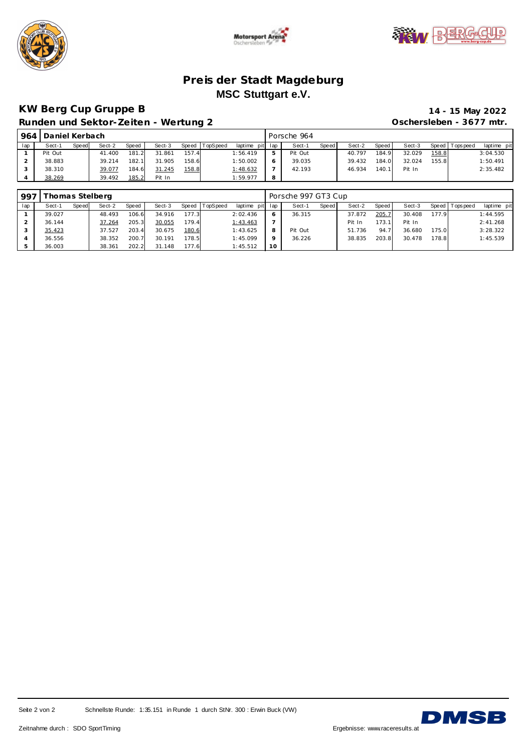# Preis der Stadt Magdeburg

## MSC Stuttgart e.V.

### KW Berg Cup Gruppe B

**14 - 15 May 2022**

### Runden und Sektor-Zeiten - Wertung 2

**Oschersleben - 3677 mtr.**

| 964 | Daniel Kerbach | | | | | | | | | Porsche 964 | | | | | | | |
|---|---|---|---|---|---|---|---|---|---|---|---|---|---|---|---|---|---|
| lap | Sect-1 | Speed | Sect-2 | Speed | Sect-3 | Speed | TopSpeed | laptime pit | lap | Sect-1 | Speed | Sect-2 | Speed | Sect-3 | Speed | Topspeed | laptime pit |
| 1 | Pit Out | | 41.400 | 181.2 | 31.861 | 157.4 | | 1:56.419 | 5 | Pit Out | | 40.797 | 184.9 | 32.029 | 158.8 | | 3:04.530 |
| 2 | 38.883 | | 39.214 | 182.1 | 31.905 | 158.6 | | 1:50.002 | 6 | 39.035 | | 39.432 | 184.0 | 32.024 | 155.8 | | 1:50.491 |
| 3 | 38.310 | | 39.077 | 184.6 | 31.245 | 158.8 | | 1:48.632 | 7 | 42.193 | | 46.934 | 140.1 | Pit In | | | 2:35.482 |
| 4 | 38.269 | | 39.492 | 185.2 | Pit In | | | 1:59.977 | 8 | | | | | | | | |

| 997 | Thomas Stelberg | | | | | | | | | Porsche 997 GT3 Cup | | | | | | | |
|---|---|---|---|---|---|---|---|---|---|---|---|---|---|---|---|---|---|
| lap | Sect-1 | Speed | Sect-2 | Speed | Sect-3 | Speed | TopSpeed | laptime pit | lap | Sect-1 | Speed | Sect-2 | Speed | Sect-3 | Speed | Topspeed | laptime pit |
| 1 | 39.027 | | 48.493 | 106.6 | 34.916 | 177.3 | | 2:02.436 | 6 | 36.315 | | 37.872 | 205.7 | 30.408 | 177.9 | | 1:44.595 |
| 2 | 36.144 | | 37.264 | 205.3 | 30.055 | 179.4 | | 1:43.463 | 7 | | | Pit In | 173.1 | Pit In | | | 2:41.268 |
| 3 | 35.423 | | 37.527 | 203.4 | 30.675 | 180.6 | | 1:43.625 | 8 | Pit Out | | 51.736 | 94.7 | 36.680 | 175.0 | | 3:28.322 |
| 4 | 36.556 | | 38.352 | 200.7 | 30.191 | 178.5 | | 1:45.099 | 9 | 36.226 | | 38.835 | 203.8 | 30.478 | 178.8 | | 1:45.539 |
| 5 | 36.003 | | 38.361 | 202.2 | 31.148 | 177.6 | | 1:45.512 | 10 | | | | | | | | |

Schnellste Runde: 1:35.151 in Runde 1 durch StNr. 300 : Erwin Buck (VW)

Zeitnahme durch : SDO SportTiming

Ergebnisse: www.raceresults.at